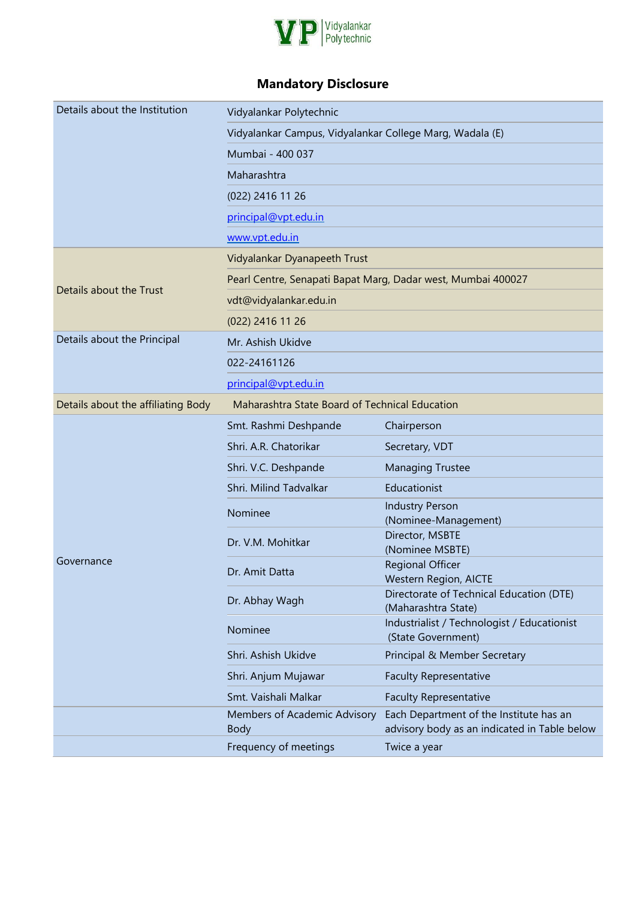# Mandatory Disclosure

| | | |
|---|---|---|
| Details about the Institution | Vidyalankar Polytechnic | |
| | Vidyalankar Campus, Vidyalankar College Marg, Wadala (E) | |
| | Mumbai - 400 037 | |
| | Maharashtra | |
| | (022) 2416 11 26 | |
| | principal@vpt.edu.in | |
| | www.vpt.edu.in | |
| Details about the Trust | Vidyalankar Dyanapeeth Trust | |
| | Pearl Centre, Senapati Bapat Marg, Dadar west, Mumbai 400027 | |
| | vdt@vidyalankar.edu.in | |
| | (022) 2416 11 26 | |
| Details about the Principal | Mr. Ashish Ukidve | |
| | 022-24161126 | |
| | principal@vpt.edu.in | |
| Details about the affiliating Body | Maharashtra State Board of Technical Education | |
| Governance | Smt. Rashmi Deshpande | Chairperson |
| | Shri. A.R. Chatorikar | Secretary, VDT |
| | Shri. V.C. Deshpande | Managing Trustee |
| | Shri. Milind Tadvalkar | Educationist |
| | Nominee | Industry Person (Nominee-Management) |
| | Dr. V.M. Mohitkar | Director, MSBTE (Nominee MSBTE) |
| | Dr. Amit Datta | Regional Officer Western Region, AICTE |
| | Dr. Abhay Wagh | Directorate of Technical Education (DTE) (Maharashtra State) |
| | Nominee | Industrialist / Technologist / Educationist (State Government) |
| | Shri. Ashish Ukidve | Principal & Member Secretary |
| | Shri. Anjum Mujawar | Faculty Representative |
| | Smt. Vaishali Malkar | Faculty Representative |
| | Members of Academic Advisory Body | Each Department of the Institute has an advisory body as an indicated in Table below |
| | Frequency of meetings | Twice a year |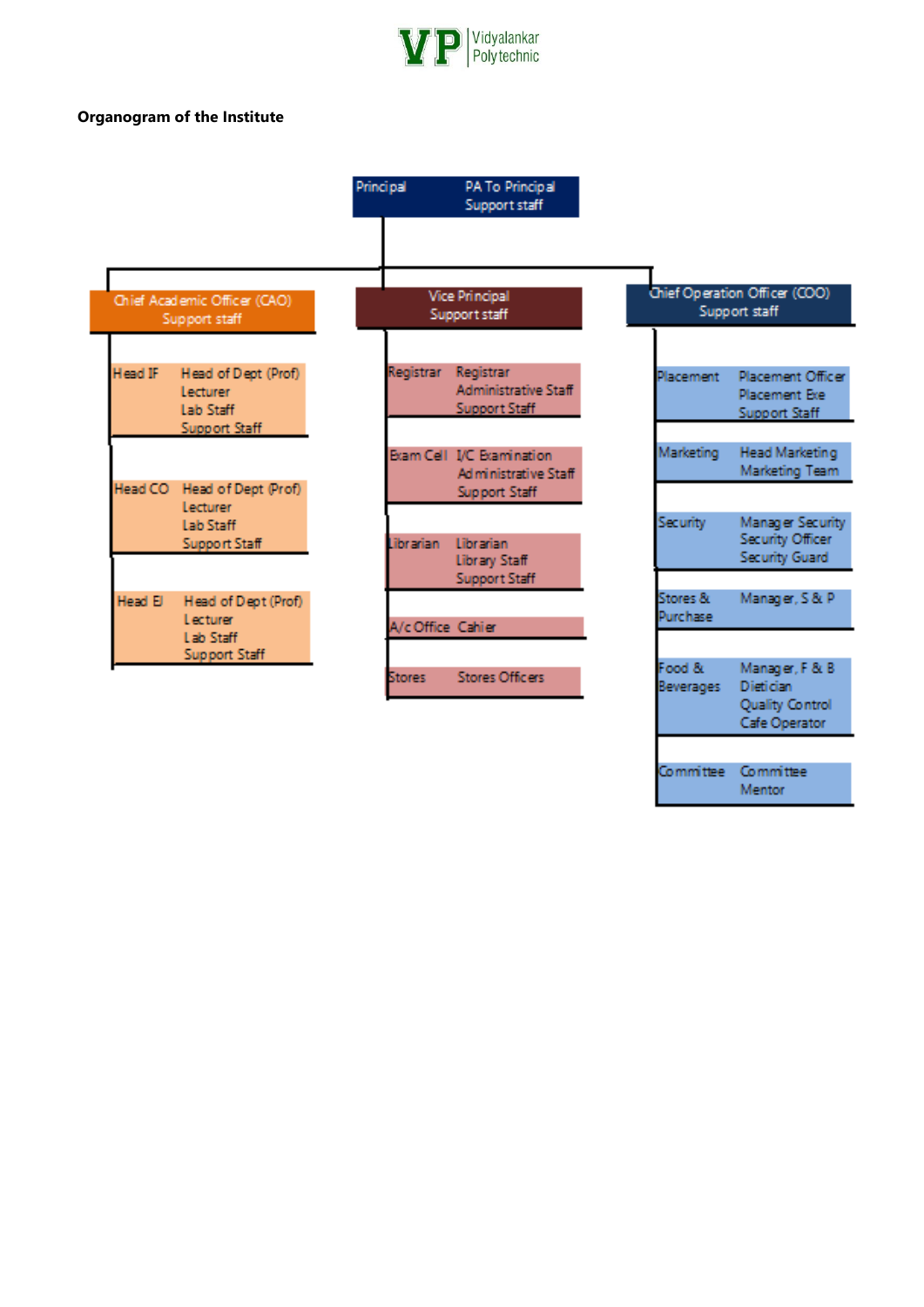**Organogram of the Institute**

- **Principal** — PA To Principal, Support staff
  - **Chief Academic Officer (CAO)** — Support staff
    - Head IF — Head of Dept (Prof), Lecturer, Lab Staff, Support Staff
    - Head CO — Head of Dept (Prof), Lecturer, Lab Staff, Support Staff
    - Head EJ — Head of Dept (Prof), Lecturer, Lab Staff, Support Staff
  - **Vice Principal** — Support staff
    - Registrar — Registrar, Administrative Staff, Support Staff
    - Exam Cell — I/C Examination, Administrative Staff, Support Staff
    - Librarian — Librarian, Library Staff, Support Staff
    - A/c Office — Cahier
    - Stores — Stores Officers
  - **Chief Operation Officer (COO)** — Support staff
    - Placement — Placement Officer, Placement Exe, Support Staff
    - Marketing — Head Marketing, Marketing Team
    - Security — Manager Security, Security Officer, Security Guard
    - Stores & Purchase — Manager, S & P
    - Food & Beverages — Manager, F & B, Dietician, Quality Control, Cafe Operator
    - Committee — Committee, Mentor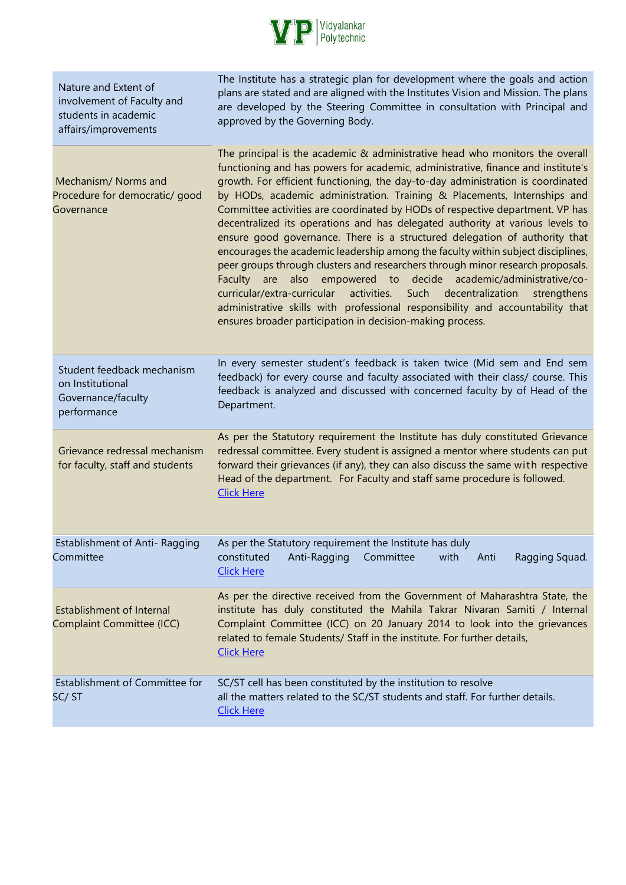| | |
|---|---|
| Nature and Extent of involvement of Faculty and students in academic affairs/improvements | The Institute has a strategic plan for development where the goals and action plans are stated and are aligned with the Institutes Vision and Mission. The plans are developed by the Steering Committee in consultation with Principal and approved by the Governing Body. |
| Mechanism/ Norms and Procedure for democratic/ good Governance | The principal is the academic & administrative head who monitors the overall functioning and has powers for academic, administrative, finance and institute's growth. For efficient functioning, the day-to-day administration is coordinated by HODs, academic administration. Training & Placements, Internships and Committee activities are coordinated by HODs of respective department. VP has decentralized its operations and has delegated authority at various levels to ensure good governance. There is a structured delegation of authority that encourages the academic leadership among the faculty within subject disciplines, peer groups through clusters and researchers through minor research proposals. Faculty are also empowered to decide academic/administrative/co-curricular/extra-curricular activities. Such decentralization strengthens administrative skills with professional responsibility and accountability that ensures broader participation in decision-making process. |
| Student feedback mechanism on Institutional Governance/faculty performance | In every semester student's feedback is taken twice (Mid sem and End sem feedback) for every course and faculty associated with their class/ course. This feedback is analyzed and discussed with concerned faculty by of Head of the Department. |
| Grievance redressal mechanism for faculty, staff and students | As per the Statutory requirement the Institute has duly constituted Grievance redressal committee. Every student is assigned a mentor where students can put forward their grievances (if any), they can also discuss the same with respective Head of the department. For Faculty and staff same procedure is followed. Click Here |
| Establishment of Anti- Ragging Committee | As per the Statutory requirement the Institute has duly constituted Anti-Ragging Committee with Anti Ragging Squad. Click Here |
| Establishment of Internal Complaint Committee (ICC) | As per the directive received from the Government of Maharashtra State, the institute has duly constituted the Mahila Takrar Nivaran Samiti / Internal Complaint Committee (ICC) on 20 January 2014 to look into the grievances related to female Students/ Staff in the institute. For further details, Click Here |
| Establishment of Committee for SC/ ST | SC/ST cell has been constituted by the institution to resolve all the matters related to the SC/ST students and staff. For further details. Click Here |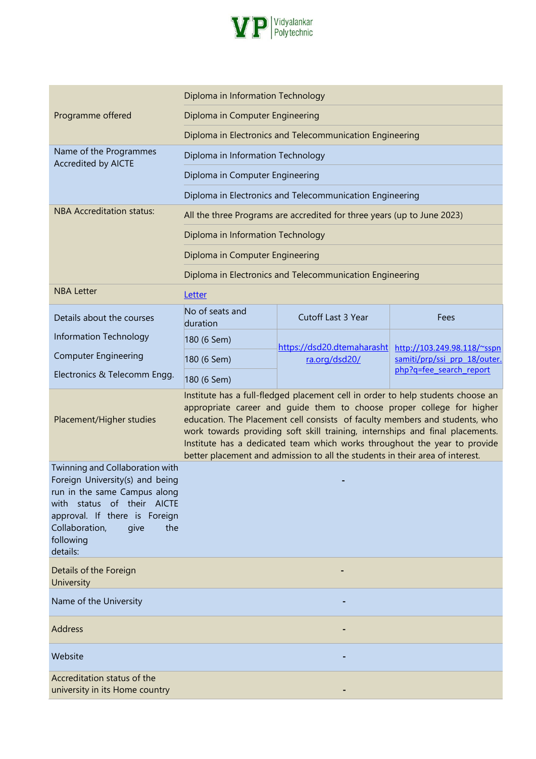| | | | |
|---|---|---|---|
| Programme offered | Diploma in Information Technology | | |
| | Diploma in Computer Engineering | | |
| | Diploma in Electronics and Telecommunication Engineering | | |
| Name of the Programmes Accredited by AICTE | Diploma in Information Technology | | |
| | Diploma in Computer Engineering | | |
| | Diploma in Electronics and Telecommunication Engineering | | |
| NBA Accreditation status: | All the three Programs are accredited for three years (up to June 2023) | | |
| | Diploma in Information Technology | | |
| | Diploma in Computer Engineering | | |
| | Diploma in Electronics and Telecommunication Engineering | | |
| NBA Letter | Letter | | |
| Details about the courses | No of seats and duration | Cutoff Last 3 Year | Fees |
| Information Technology | 180 (6 Sem) | https://dsd20.dtemaharashtra.org/dsd20/ | http://103.249.98.118/~sspnsamiti/prp/ssi_prp_18/outer.php?q=fee_search_report |
| Computer Engineering | 180 (6 Sem) | | |
| Electronics & Telecomm Engg. | 180 (6 Sem) | | |
| Placement/Higher studies | Institute has a full-fledged placement cell in order to help students choose an appropriate career and guide them to choose proper college for higher education. The Placement cell consists of faculty members and students, who work towards providing soft skill training, internships and final placements. Institute has a dedicated team which works throughout the year to provide better placement and admission to all the students in their area of interest. | | |
| Twinning and Collaboration with Foreign University(s) and being run in the same Campus along with status of their AICTE approval. If there is Foreign Collaboration, give the following details: | - | | |
| Details of the Foreign University | - | | |
| Name of the University | - | | |
| Address | - | | |
| Website | - | | |
| Accreditation status of the university in its Home country | - | | |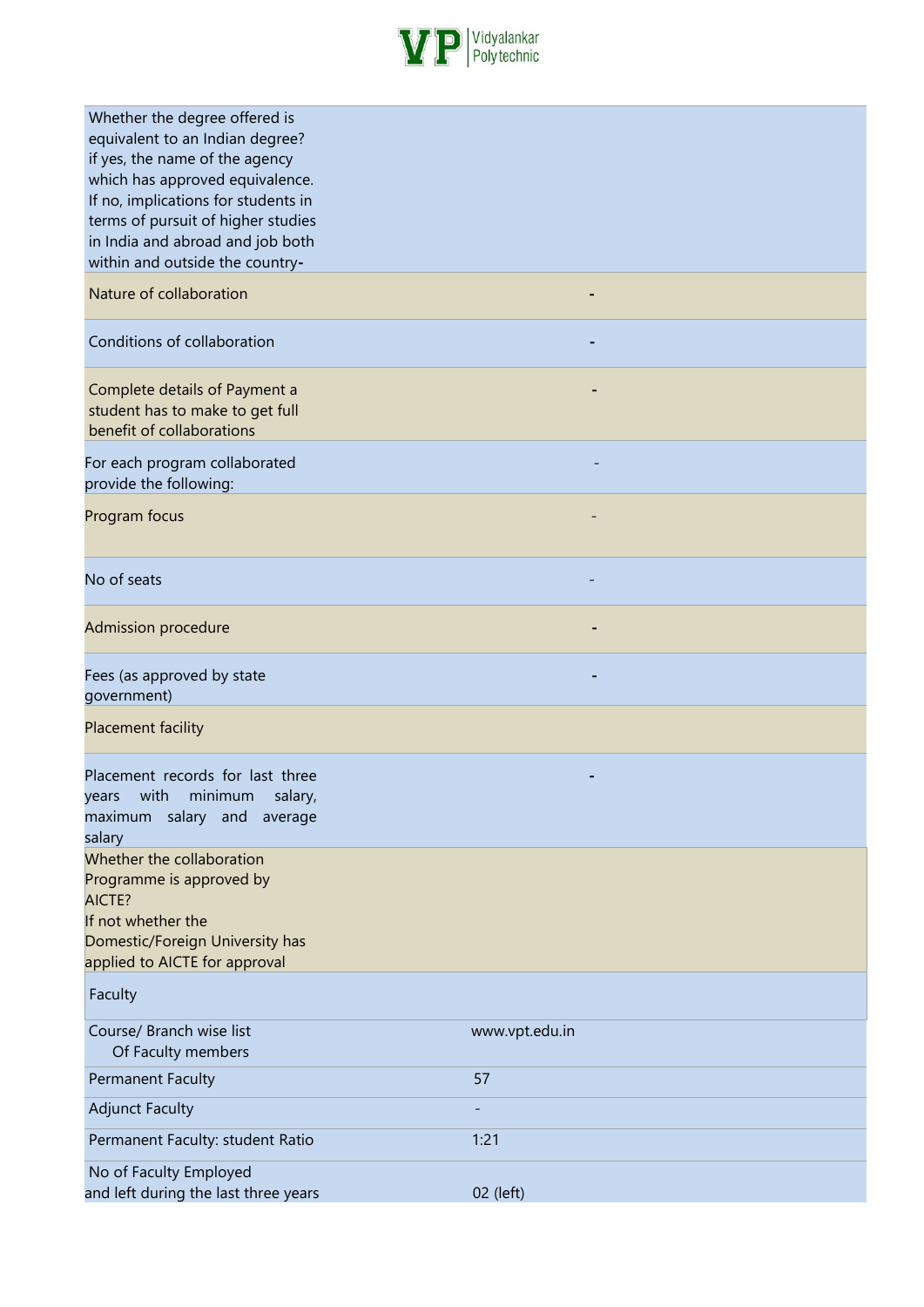| | |
|---|---|
| Whether the degree offered is equivalent to an Indian degree? if yes, the name of the agency which has approved equivalence. If no, implications for students in terms of pursuit of higher studies in India and abroad and job both within and outside the country- | |
| Nature of collaboration | - |
| Conditions of collaboration | - |
| Complete details of Payment a student has to make to get full benefit of collaborations | - |
| For each program collaborated provide the following: | - |
| Program focus | - |
| No of seats | - |
| Admission procedure | - |
| Fees (as approved by state government) | - |
| Placement facility | |
| Placement records for last three years with minimum salary, maximum salary and average salary | - |
| Whether the collaboration Programme is approved by AICTE? If not whether the Domestic/Foreign University has applied to AICTE for approval | |
| Faculty | |
| Course/ Branch wise list Of Faculty members | www.vpt.edu.in |
| Permanent Faculty | 57 |
| Adjunct Faculty | - |
| Permanent Faculty: student Ratio | 1:21 |
| No of Faculty Employed and left during the last three years | 02 (left) |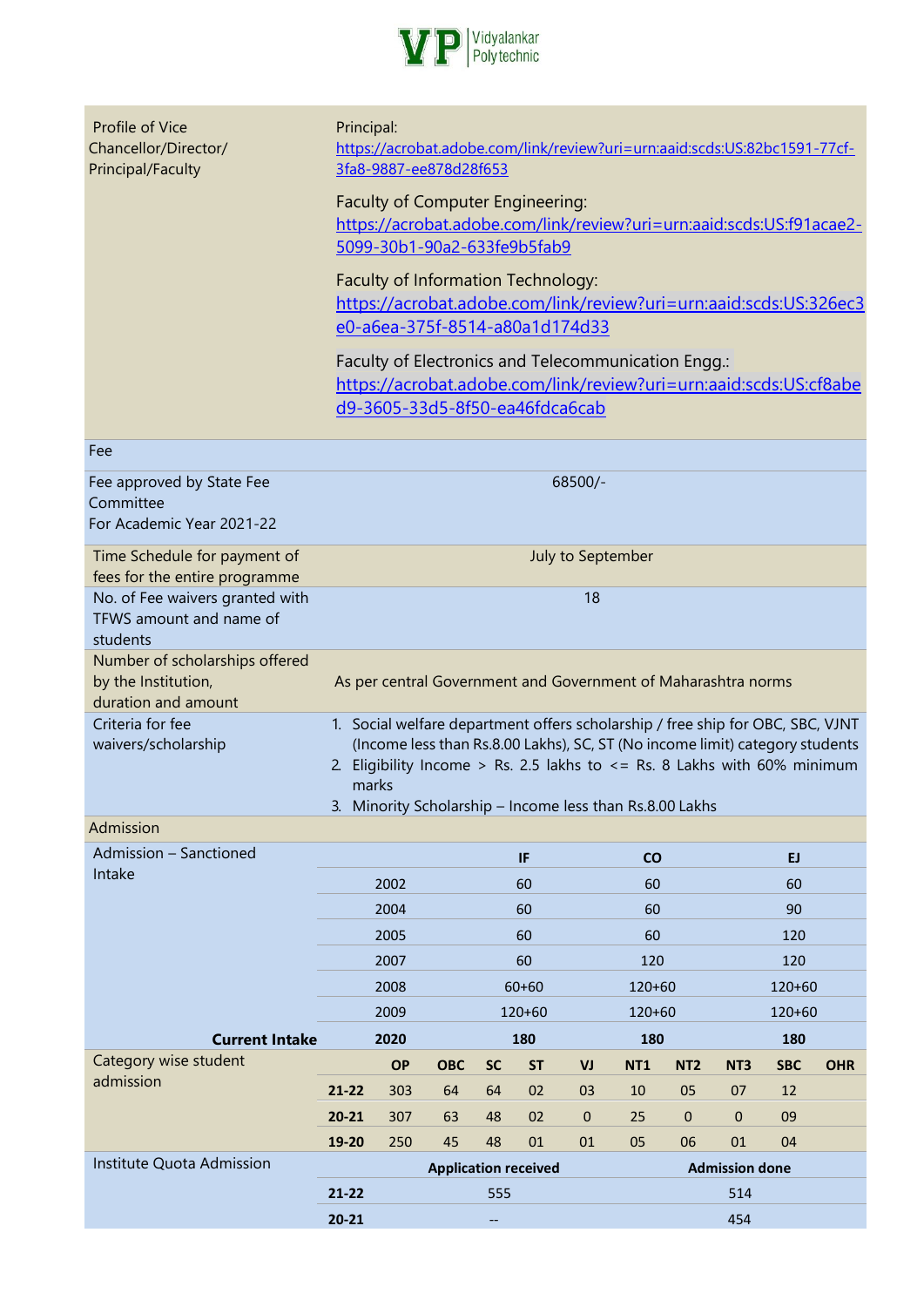| | |
|---|---|
| Profile of Vice Chancellor/Director/ Principal/Faculty | Principal: https://acrobat.adobe.com/link/review?uri=urn:aaid:scds:US:82bc1591-77cf-3fa8-9887-ee878d28f653<br><br>Faculty of Computer Engineering: https://acrobat.adobe.com/link/review?uri=urn:aaid:scds:US:f91acae2-5099-30b1-90a2-633fe9b5fab9<br><br>Faculty of Information Technology: https://acrobat.adobe.com/link/review?uri=urn:aaid:scds:US:326ec3e0-a6ea-375f-8514-a80a1d174d33<br><br>Faculty of Electronics and Telecommunication Engg.: https://acrobat.adobe.com/link/review?uri=urn:aaid:scds:US:cf8abed9-3605-33d5-8f50-ea46fdca6cab |
| **Fee** | |
| Fee approved by State Fee Committee For Academic Year 2021-22 | 68500/- |
| Time Schedule for payment of fees for the entire programme | July to September |
| No. of Fee waivers granted with TFWS amount and name of students | 18 |
| Number of scholarships offered by the Institution, duration and amount | As per central Government and Government of Maharashtra norms |
| Criteria for fee waivers/scholarship | 1. Social welfare department offers scholarship / free ship for OBC, SBC, VJNT (Income less than Rs.8.00 Lakhs), SC, ST (No income limit) category students<br>2. Eligibility Income > Rs. 2.5 lakhs to <= Rs. 8 Lakhs with 60% minimum marks<br>3. Minority Scholarship – Income less than Rs.8.00 Lakhs |
| **Admission** | |

**Admission – Sanctioned Intake**

| | IF | CO | EJ |
|---|---|---|---|
| 2002 | 60 | 60 | 60 |
| 2004 | 60 | 60 | 90 |
| 2005 | 60 | 60 | 120 |
| 2007 | 60 | 120 | 120 |
| 2008 | 60+60 | 120+60 | 120+60 |
| 2009 | 120+60 | 120+60 | 120+60 |
| **Current Intake 2020** | **180** | **180** | **180** |

**Category wise student admission**

| | OP | OBC | SC | ST | VJ | NT1 | NT2 | NT3 | SBC | OHR |
|---|---|---|---|---|---|---|---|---|---|---|
| **21-22** | 303 | 64 | 64 | 02 | 03 | 10 | 05 | 07 | 12 | |
| **20-21** | 307 | 63 | 48 | 02 | 0 | 25 | 0 | 0 | 09 | |
| **19-20** | 250 | 45 | 48 | 01 | 01 | 05 | 06 | 01 | 04 | |

**Institute Quota Admission**

| | Application received | Admission done |
|---|---|---|
| **21-22** | 555 | 514 |
| **20-21** | -- | 454 |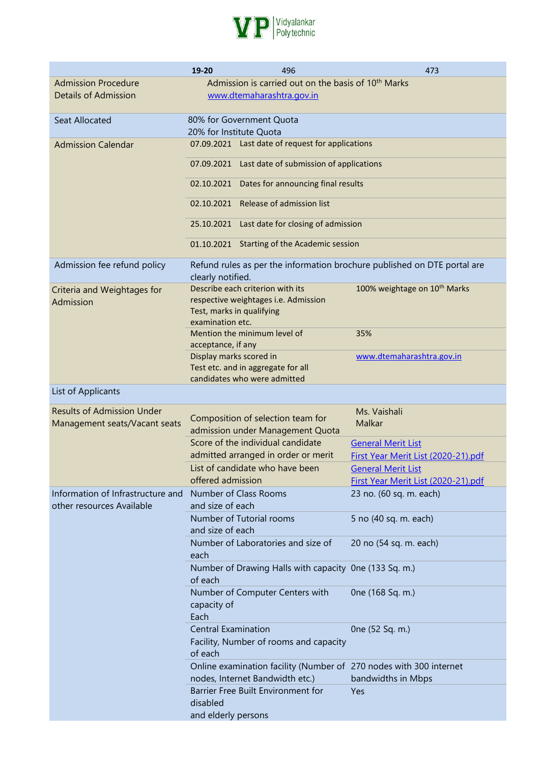| | | | |
|---|---|---|---|
| | **19-20** | 496 | 473 |
| Admission Procedure<br>Details of Admission | Admission is carried out on the basis of 10th Marks<br>www.dtemaharashtra.gov.in | | |
| Seat Allocated | 80% for Government Quota<br>20% for Institute Quota | | |
| Admission Calendar | 07.09.2021 Last date of request for applications | | |
| | 07.09.2021 Last date of submission of applications | | |
| | 02.10.2021 Dates for announcing final results | | |
| | 02.10.2021 Release of admission list | | |
| | 25.10.2021 Last date for closing of admission | | |
| | 01.10.2021 Starting of the Academic session | | |
| Admission fee refund policy | Refund rules as per the information brochure published on DTE portal are clearly notified. | | |
| Criteria and Weightages for Admission | Describe each criterion with its respective weightages i.e. Admission Test, marks in qualifying examination etc. | 100% weightage on 10th Marks | |
| | Mention the minimum level of acceptance, if any | 35% | |
| | Display marks scored in Test etc. and in aggregate for all candidates who were admitted | www.dtemaharashtra.gov.in | |
| List of Applicants | | | |
| Results of Admission Under Management seats/Vacant seats | Composition of selection team for admission under Management Quota | Ms. Vaishali Malkar | |
| | Score of the individual candidate admitted arranged in order or merit | General Merit List<br>First Year Merit List (2020-21).pdf | |
| | List of candidate who have been offered admission | General Merit List<br>First Year Merit List (2020-21).pdf | |
| Information of Infrastructure and other resources Available | Number of Class Rooms and size of each | 23 no. (60 sq. m. each) | |
| | Number of Tutorial rooms and size of each | 5 no (40 sq. m. each) | |
| | Number of Laboratories and size of each | 20 no (54 sq. m. each) | |
| | Number of Drawing Halls with capacity of each | One (133 Sq. m.) | |
| | Number of Computer Centers with capacity of Each | One (168 Sq. m.) | |
| | Central Examination Facility, Number of rooms and capacity of each | One (52 Sq. m.) | |
| | Online examination facility (Number of nodes, Internet Bandwidth etc.) | 270 nodes with 300 internet bandwidths in Mbps | |
| | Barrier Free Built Environment for disabled and elderly persons | Yes | |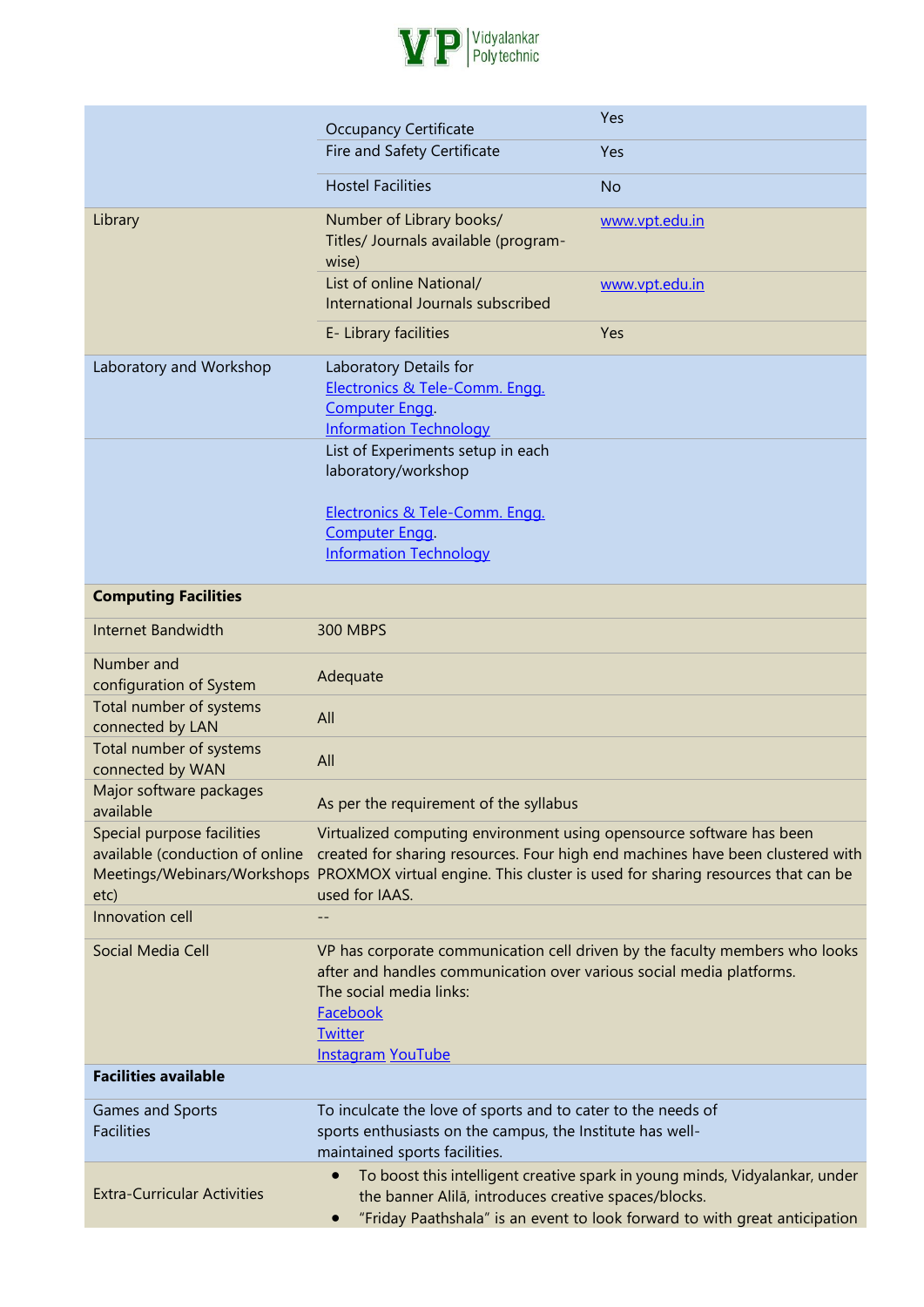| | | |
|---|---|---|
| | Occupancy Certificate | Yes |
| | Fire and Safety Certificate | Yes |
| | Hostel Facilities | No |
| Library | Number of Library books/ Titles/ Journals available (program-wise) | www.vpt.edu.in |
| | List of online National/ International Journals subscribed | www.vpt.edu.in |
| | E- Library facilities | Yes |
| Laboratory and Workshop | Laboratory Details for<br>Electronics & Tele-Comm. Engg.<br>Computer Engg.<br>Information Technology | |
| | List of Experiments setup in each laboratory/workshop<br><br>Electronics & Tele-Comm. Engg.<br>Computer Engg.<br>Information Technology | |

| | |
|---|---|
| **Computing Facilities** | |
| Internet Bandwidth | 300 MBPS |
| Number and configuration of System | Adequate |
| Total number of systems connected by LAN | All |
| Total number of systems connected by WAN | All |
| Major software packages available | As per the requirement of the syllabus |
| Special purpose facilities available (conduction of online Meetings/Webinars/Workshops etc) | Virtualized computing environment using opensource software has been created for sharing resources. Four high end machines have been clustered with PROXMOX virtual engine. This cluster is used for sharing resources that can be used for IAAS. |
| Innovation cell | -- |
| Social Media Cell | VP has corporate communication cell driven by the faculty members who looks after and handles communication over various social media platforms.<br>The social media links:<br>Facebook<br>Twitter<br>Instagram YouTube |
| **Facilities available** | |
| Games and Sports Facilities | To inculcate the love of sports and to cater to the needs of sports enthusiasts on the campus, the Institute has well-maintained sports facilities. |
| Extra-Curricular Activities | • To boost this intelligent creative spark in young minds, Vidyalankar, under the banner Alilā, introduces creative spaces/blocks.<br>• "Friday Paathshala" is an event to look forward to with great anticipation |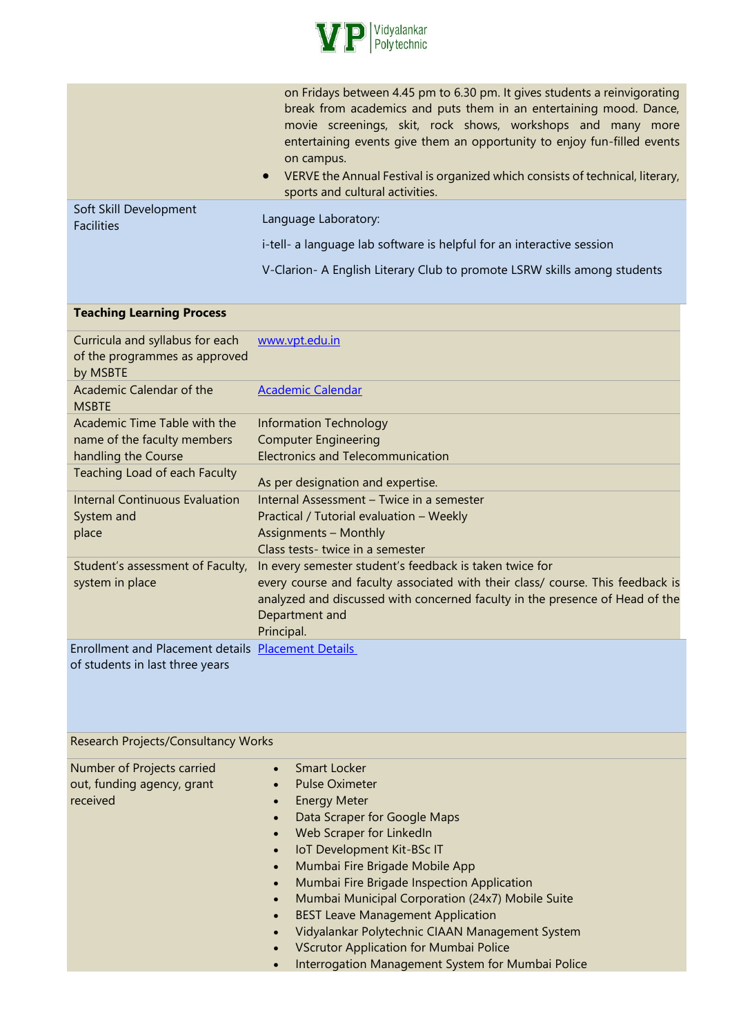| | |
|---|---|
| | on Fridays between 4.45 pm to 6.30 pm. It gives students a reinvigorating break from academics and puts them in an entertaining mood. Dance, movie screenings, skit, rock shows, workshops and many more entertaining events give them an opportunity to enjoy fun-filled events on campus.<br>• VERVE the Annual Festival is organized which consists of technical, literary, sports and cultural activities. |
| Soft Skill Development Facilities | Language Laboratory:<br>i-tell- a language lab software is helpful for an interactive session<br>V-Clarion- A English Literary Club to promote LSRW skills among students |
| **Teaching Learning Process** | |
| Curricula and syllabus for each of the programmes as approved by MSBTE | www.vpt.edu.in |
| Academic Calendar of the MSBTE | Academic Calendar |
| Academic Time Table with the name of the faculty members handling the Course | Information Technology<br>Computer Engineering<br>Electronics and Telecommunication |
| Teaching Load of each Faculty | As per designation and expertise. |
| Internal Continuous Evaluation System and place | Internal Assessment – Twice in a semester<br>Practical / Tutorial evaluation – Weekly<br>Assignments – Monthly<br>Class tests- twice in a semester |
| Student's assessment of Faculty, system in place | In every semester student's feedback is taken twice for every course and faculty associated with their class/ course. This feedback is analyzed and discussed with concerned faculty in the presence of Head of the Department and Principal. |
| Enrollment and Placement details of students in last three years | Placement Details |
| Research Projects/Consultancy Works | |
| Number of Projects carried out, funding agency, grant received | • Smart Locker<br>• Pulse Oximeter<br>• Energy Meter<br>• Data Scraper for Google Maps<br>• Web Scraper for LinkedIn<br>• IoT Development Kit-BSc IT<br>• Mumbai Fire Brigade Mobile App<br>• Mumbai Fire Brigade Inspection Application<br>• Mumbai Municipal Corporation (24x7) Mobile Suite<br>• BEST Leave Management Application<br>• Vidyalankar Polytechnic CIAAN Management System<br>• VScrutor Application for Mumbai Police<br>• Interrogation Management System for Mumbai Police |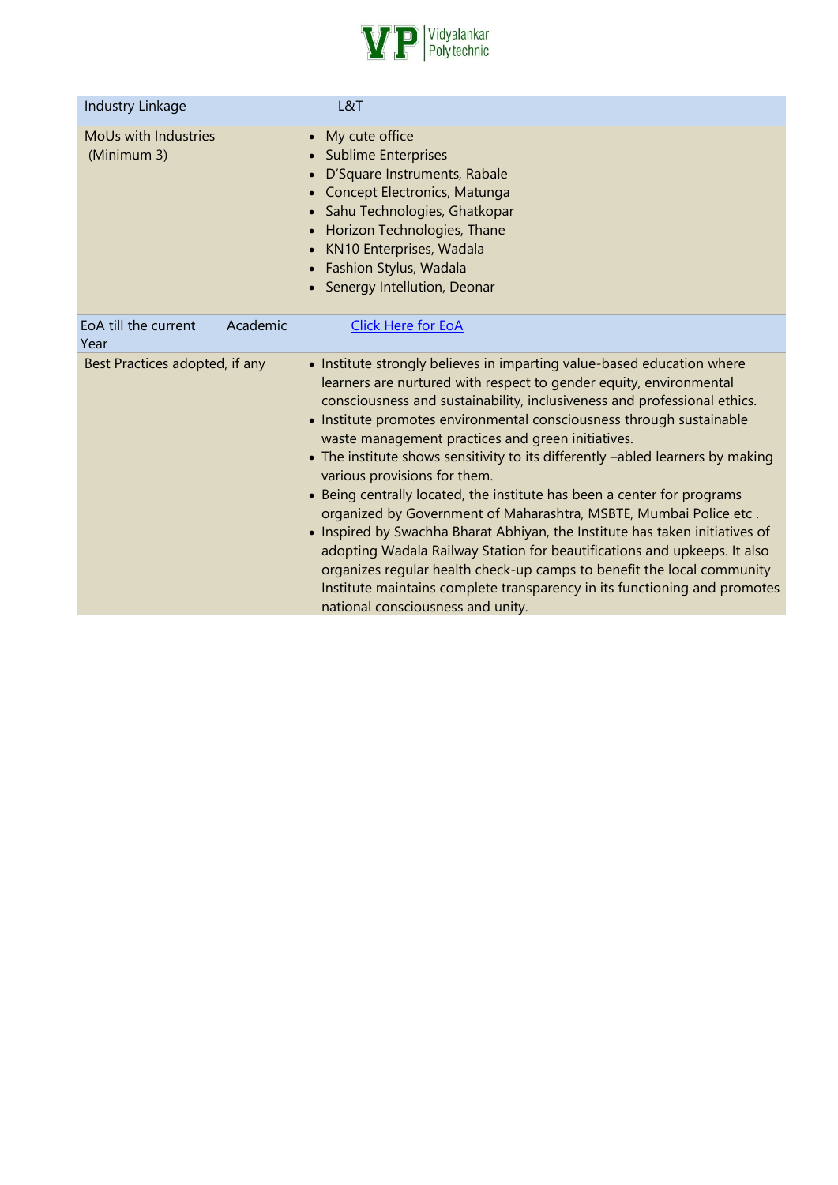| | |
|---|---|
| Industry Linkage | L&T |
| MoUs with Industries (Minimum 3) | • My cute office<br>• Sublime Enterprises<br>• D'Square Instruments, Rabale<br>• Concept Electronics, Matunga<br>• Sahu Technologies, Ghatkopar<br>• Horizon Technologies, Thane<br>• KN10 Enterprises, Wadala<br>• Fashion Stylus, Wadala<br>• Senergy Intellution, Deonar |
| EoA till the current Academic Year | [Click Here for EoA] |
| Best Practices adopted, if any | • Institute strongly believes in imparting value-based education where learners are nurtured with respect to gender equity, environmental consciousness and sustainability, inclusiveness and professional ethics.<br>• Institute promotes environmental consciousness through sustainable waste management practices and green initiatives.<br>• The institute shows sensitivity to its differently –abled learners by making various provisions for them.<br>• Being centrally located, the institute has been a center for programs organized by Government of Maharashtra, MSBTE, Mumbai Police etc .<br>• Inspired by Swachha Bharat Abhiyan, the Institute has taken initiatives of adopting Wadala Railway Station for beautifications and upkeeps. It also organizes regular health check-up camps to benefit the local community Institute maintains complete transparency in its functioning and promotes national consciousness and unity. |